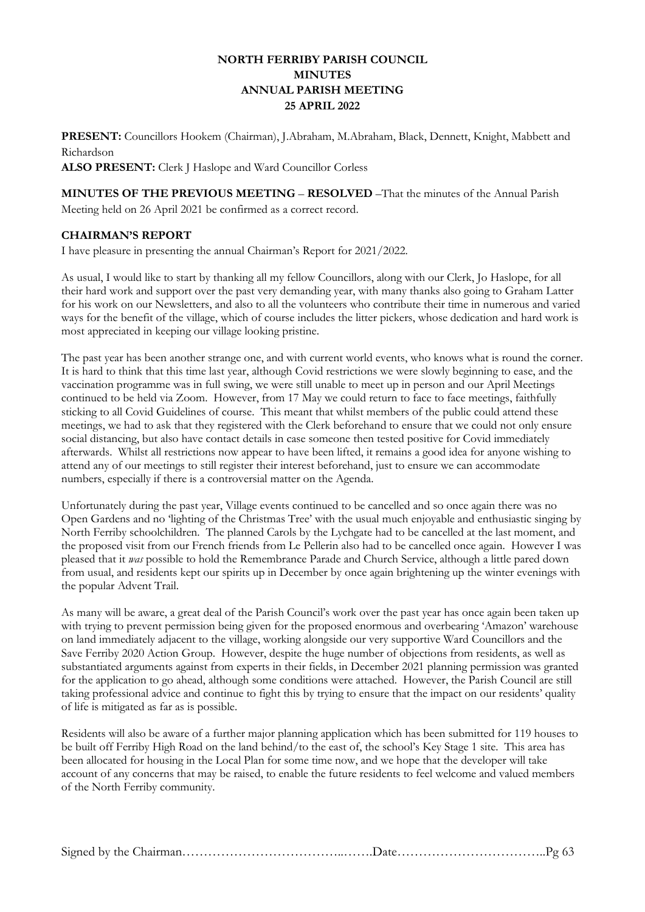# NORTH FERRIBY PARISH COUNCIL
# MINUTES
# ANNUAL PARISH MEETING
# 25 APRIL 2022

**PRESENT:** Councillors Hookem (Chairman), J.Abraham, M.Abraham, Black, Dennett, Knight, Mabbett and Richardson

**ALSO PRESENT:** Clerk J Haslope and Ward Councillor Corless

**MINUTES OF THE PREVIOUS MEETING** – **RESOLVED** –That the minutes of the Annual Parish Meeting held on 26 April 2021 be confirmed as a correct record.

## CHAIRMAN'S REPORT

I have pleasure in presenting the annual Chairman's Report for 2021/2022.

As usual, I would like to start by thanking all my fellow Councillors, along with our Clerk, Jo Haslope, for all their hard work and support over the past very demanding year, with many thanks also going to Graham Latter for his work on our Newsletters, and also to all the volunteers who contribute their time in numerous and varied ways for the benefit of the village, which of course includes the litter pickers, whose dedication and hard work is most appreciated in keeping our village looking pristine.

The past year has been another strange one, and with current world events, who knows what is round the corner. It is hard to think that this time last year, although Covid restrictions we were slowly beginning to ease, and the vaccination programme was in full swing, we were still unable to meet up in person and our April Meetings continued to be held via Zoom. However, from 17 May we could return to face to face meetings, faithfully sticking to all Covid Guidelines of course. This meant that whilst members of the public could attend these meetings, we had to ask that they registered with the Clerk beforehand to ensure that we could not only ensure social distancing, but also have contact details in case someone then tested positive for Covid immediately afterwards. Whilst all restrictions now appear to have been lifted, it remains a good idea for anyone wishing to attend any of our meetings to still register their interest beforehand, just to ensure we can accommodate numbers, especially if there is a controversial matter on the Agenda.

Unfortunately during the past year, Village events continued to be cancelled and so once again there was no Open Gardens and no 'lighting of the Christmas Tree' with the usual much enjoyable and enthusiastic singing by North Ferriby schoolchildren. The planned Carols by the Lychgate had to be cancelled at the last moment, and the proposed visit from our French friends from Le Pellerin also had to be cancelled once again. However I was pleased that it *was* possible to hold the Remembrance Parade and Church Service, although a little pared down from usual, and residents kept our spirits up in December by once again brightening up the winter evenings with the popular Advent Trail.

As many will be aware, a great deal of the Parish Council's work over the past year has once again been taken up with trying to prevent permission being given for the proposed enormous and overbearing 'Amazon' warehouse on land immediately adjacent to the village, working alongside our very supportive Ward Councillors and the Save Ferriby 2020 Action Group. However, despite the huge number of objections from residents, as well as substantiated arguments against from experts in their fields, in December 2021 planning permission was granted for the application to go ahead, although some conditions were attached. However, the Parish Council are still taking professional advice and continue to fight this by trying to ensure that the impact on our residents' quality of life is mitigated as far as is possible.

Residents will also be aware of a further major planning application which has been submitted for 119 houses to be built off Ferriby High Road on the land behind/to the east of, the school's Key Stage 1 site. This area has been allocated for housing in the Local Plan for some time now, and we hope that the developer will take account of any concerns that may be raised, to enable the future residents to feel welcome and valued members of the North Ferriby community.

Signed by the Chairman………………………………..…….Date……………………………..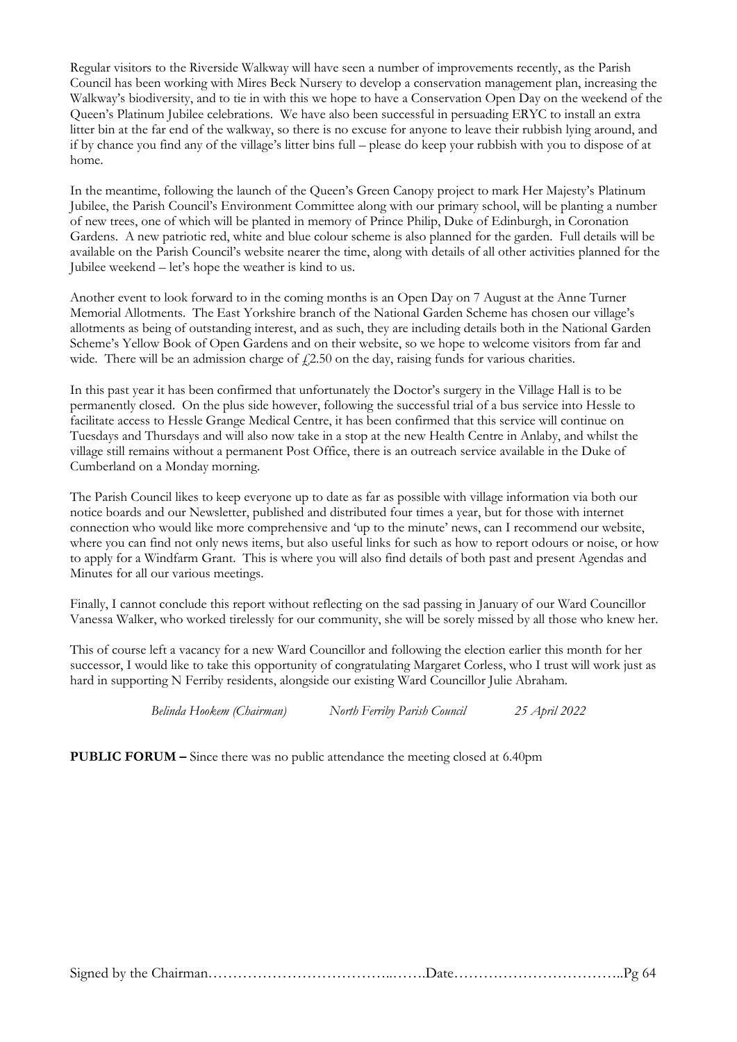Regular visitors to the Riverside Walkway will have seen a number of improvements recently, as the Parish Council has been working with Mires Beck Nursery to develop a conservation management plan, increasing the Walkway's biodiversity, and to tie in with this we hope to have a Conservation Open Day on the weekend of the Queen's Platinum Jubilee celebrations. We have also been successful in persuading ERYC to install an extra litter bin at the far end of the walkway, so there is no excuse for anyone to leave their rubbish lying around, and if by chance you find any of the village's litter bins full – please do keep your rubbish with you to dispose of at home.

In the meantime, following the launch of the Queen's Green Canopy project to mark Her Majesty's Platinum Jubilee, the Parish Council's Environment Committee along with our primary school, will be planting a number of new trees, one of which will be planted in memory of Prince Philip, Duke of Edinburgh, in Coronation Gardens. A new patriotic red, white and blue colour scheme is also planned for the garden. Full details will be available on the Parish Council's website nearer the time, along with details of all other activities planned for the Jubilee weekend – let's hope the weather is kind to us.

Another event to look forward to in the coming months is an Open Day on 7 August at the Anne Turner Memorial Allotments. The East Yorkshire branch of the National Garden Scheme has chosen our village's allotments as being of outstanding interest, and as such, they are including details both in the National Garden Scheme's Yellow Book of Open Gardens and on their website, so we hope to welcome visitors from far and wide. There will be an admission charge of £2.50 on the day, raising funds for various charities.

In this past year it has been confirmed that unfortunately the Doctor's surgery in the Village Hall is to be permanently closed. On the plus side however, following the successful trial of a bus service into Hessle to facilitate access to Hessle Grange Medical Centre, it has been confirmed that this service will continue on Tuesdays and Thursdays and will also now take in a stop at the new Health Centre in Anlaby, and whilst the village still remains without a permanent Post Office, there is an outreach service available in the Duke of Cumberland on a Monday morning.

The Parish Council likes to keep everyone up to date as far as possible with village information via both our notice boards and our Newsletter, published and distributed four times a year, but for those with internet connection who would like more comprehensive and 'up to the minute' news, can I recommend our website, where you can find not only news items, but also useful links for such as how to report odours or noise, or how to apply for a Windfarm Grant. This is where you will also find details of both past and present Agendas and Minutes for all our various meetings.

Finally, I cannot conclude this report without reflecting on the sad passing in January of our Ward Councillor Vanessa Walker, who worked tirelessly for our community, she will be sorely missed by all those who knew her.

This of course left a vacancy for a new Ward Councillor and following the election earlier this month for her successor, I would like to take this opportunity of congratulating Margaret Corless, who I trust will work just as hard in supporting N Ferriby residents, alongside our existing Ward Councillor Julie Abraham.

*Belinda Hookem (Chairman)* *North Ferriby Parish Council* *25 April 2022*

**PUBLIC FORUM –** Since there was no public attendance the meeting closed at 6.40pm

Signed by the Chairman………………………………..…….Date……………………………..